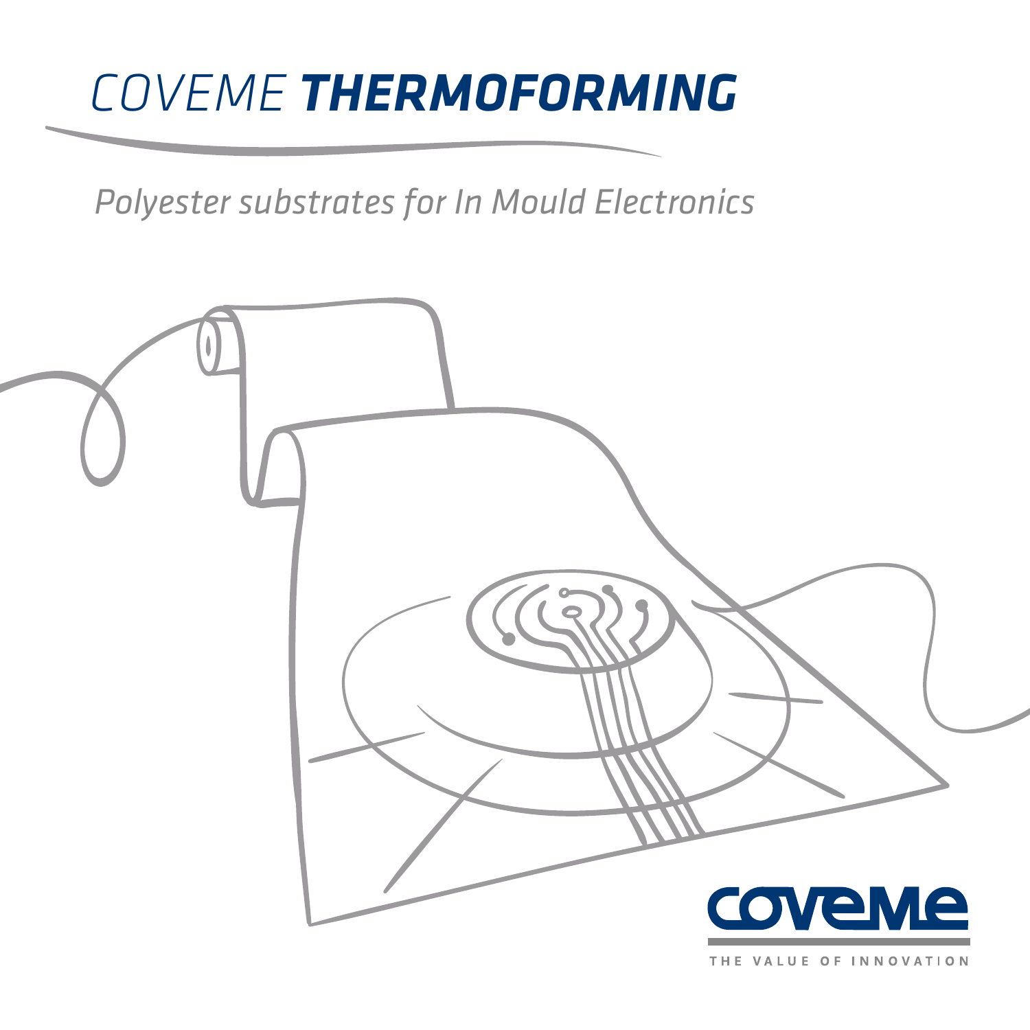# COVEME ***THERMOFORMING***

*Polyester substrates for In Mould Electronics*

COVEME

THE VALUE OF INNOVATION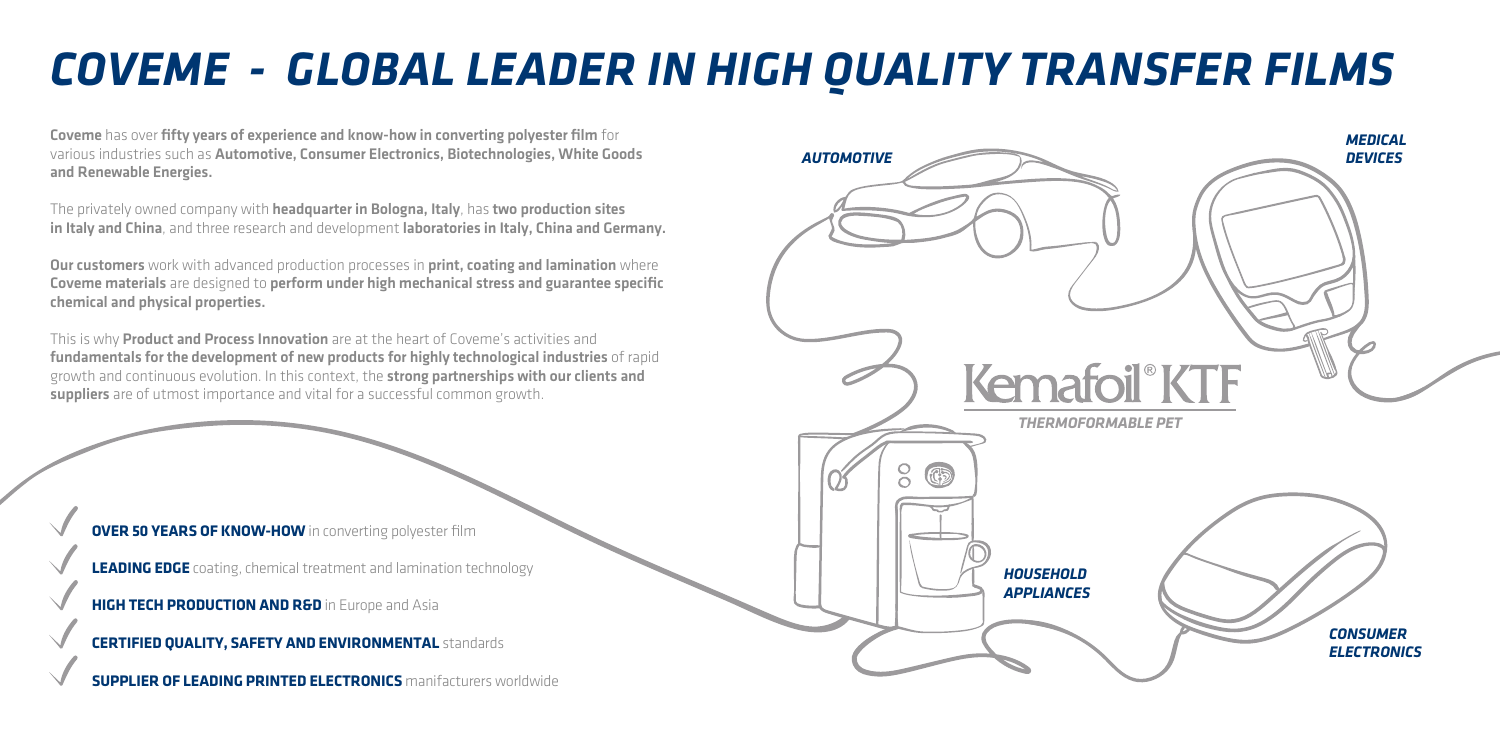# COVEME - GLOBAL LEADER IN HIGH QUALITY TRANSFER FILMS

**Coveme** has over **fifty years of experience and know-how in converting polyester film** for various industries such as **Automotive, Consumer Electronics, Biotechnologies, White Goods and Renewable Energies.**

The privately owned company with **headquarter in Bologna, Italy**, has **two production sites in Italy and China**, and three research and development **laboratories in Italy, China and Germany.**

**Our customers** work with advanced production processes in **print, coating and lamination** where **Coveme materials** are designed to **perform under high mechanical stress and guarantee specific chemical and physical properties.**

This is why **Product and Process Innovation** are at the heart of Coveme's activities and **fundamentals for the development of new products for highly technological industries** of rapid growth and continuous evolution. In this context, the **strong partnerships with our clients and suppliers** are of utmost importance and vital for a successful common growth.

- **OVER 50 YEARS OF KNOW-HOW** in converting polyester film
- **LEADING EDGE** coating, chemical treatment and lamination technology
- **HIGH TECH PRODUCTION AND R&D** in Europe and Asia
- **CERTIFIED QUALITY, SAFETY AND ENVIRONMENTAL** standards
- **SUPPLIER OF LEADING PRINTED ELECTRONICS** manifacturers worldwide

*AUTOMOTIVE*

*MEDICAL DEVICES*

Kemafoil® KTF

*THERMOFORMABLE PET*

*HOUSEHOLD APPLIANCES*

*CONSUMER ELECTRONICS*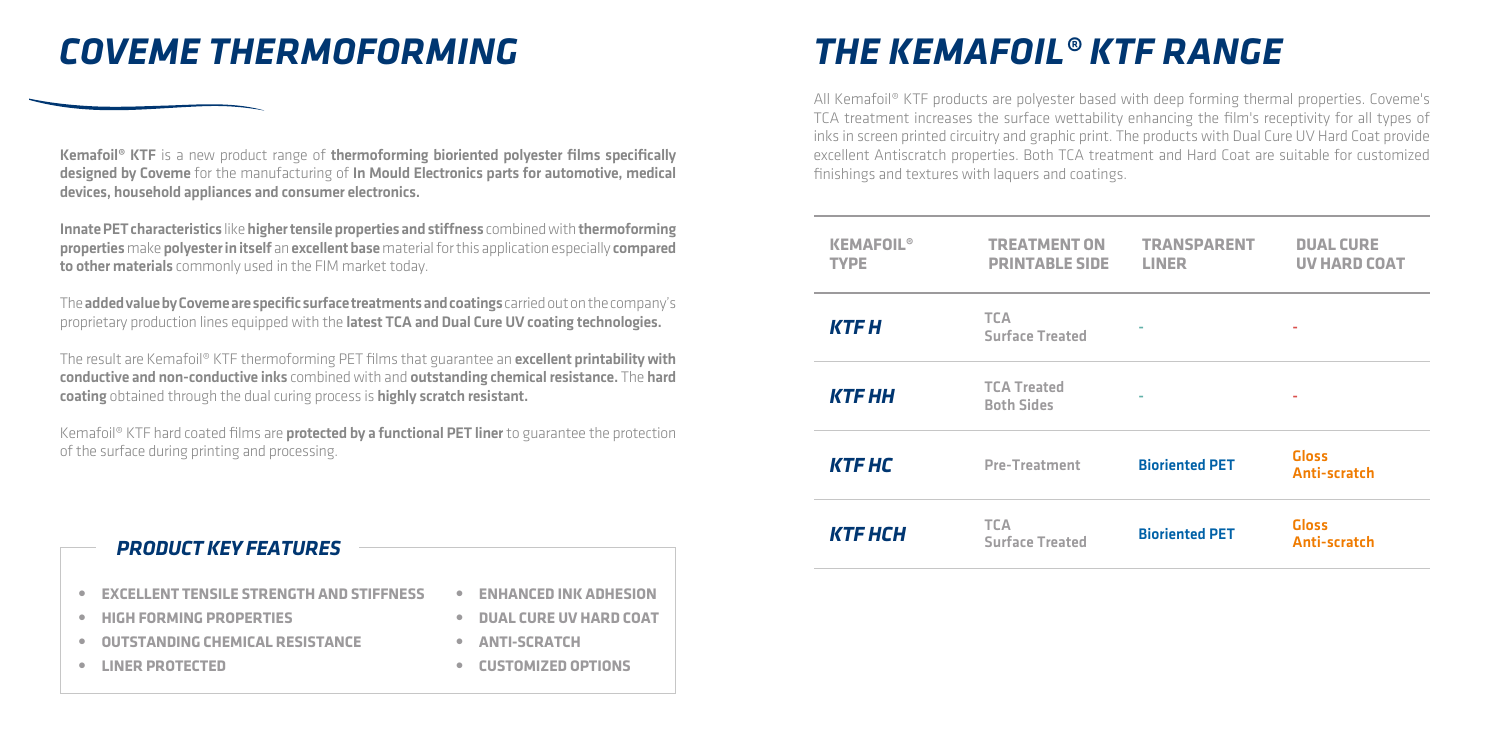# COVEME THERMOFORMING

**Kemafoil® KTF** is a new product range of **thermoforming bioriented polyester films specifically designed by Coveme** for the manufacturing of **In Mould Electronics parts for automotive, medical devices, household appliances and consumer electronics.**

**Innate PET characteristics** like **higher tensile properties and stiffness** combined with **thermoforming properties** make **polyester in itself** an **excellent base** material for this application especially **compared to other materials** commonly used in the FIM market today.

The **added value by Coveme are specific surface treatments and coatings** carried out on the company's proprietary production lines equipped with the **latest TCA and Dual Cure UV coating technologies.**

The result are Kemafoil® KTF thermoforming PET films that guarantee an **excellent printability with conductive and non-conductive inks** combined with and **outstanding chemical resistance.** The **hard coating** obtained through the dual curing process is **highly scratch resistant.**

Kemafoil® KTF hard coated films are **protected by a functional PET liner** to guarantee the protection of the surface during printing and processing.

## *PRODUCT KEY FEATURES*

- EXCELLENT TENSILE STRENGTH AND STIFFNESS
- HIGH FORMING PROPERTIES
- OUTSTANDING CHEMICAL RESISTANCE
- LINER PROTECTED
- ENHANCED INK ADHESION
- DUAL CURE UV HARD COAT
- ANTI-SCRATCH
- CUSTOMIZED OPTIONS

# THE KEMAFOIL® KTF RANGE

All Kemafoil® KTF products are polyester based with deep forming thermal properties. Coveme's TCA treatment increases the surface wettability enhancing the film's receptivity for all types of inks in screen printed circuitry and graphic print. The products with Dual Cure UV Hard Coat provide excellent Antiscratch properties. Both TCA treatment and Hard Coat are suitable for customized finishings and textures with laquers and coatings.

| KEMAFOIL® TYPE | TREATMENT ON PRINTABLE SIDE | TRANSPARENT LINER | DUAL CURE UV HARD COAT |
|---|---|---|---|
| **KTF H** | TCA Surface Treated | - | - |
| **KTF HH** | TCA Treated Both Sides | - | - |
| **KTF HC** | Pre-Treatment | Bioriented PET | Gloss Anti-scratch |
| **KTF HCH** | TCA Surface Treated | Bioriented PET | Gloss Anti-scratch |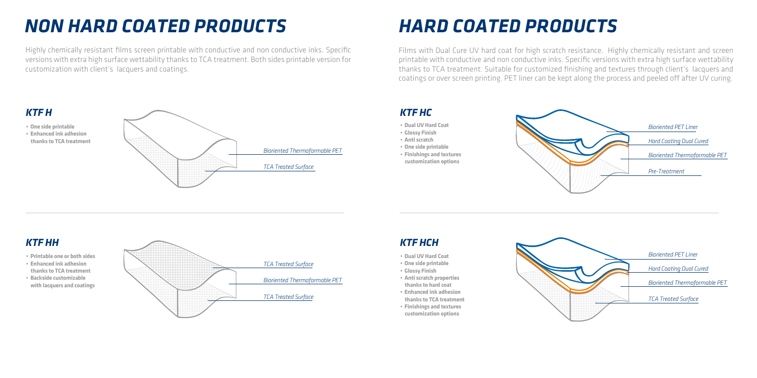# NON HARD COATED PRODUCTS

Highly chemically resistant films screen printable with conductive and non conductive inks. Specific versions with extra high surface wettability thanks to TCA treatment. Both sides printable version for customization with client's lacquers and coatings.

## KTF H

- **One side printable**
- **Enhanced ink adhesion thanks to TCA treatment**

*Bioriented Thermoformable PET*

*TCA Treated Surface*

## KTF HH

- **Printable one or both sides**
- **Enhanced ink adhesion thanks to TCA treatment**
- **Backside customizable with lacquers and coatings**

*TCA Treated Surface*

*Bioriented Thermoformable PET*

*TCA Treated Surface*

# HARD COATED PRODUCTS

Films with Dual Cure UV hard coat for high scratch resistance. Highly chemically resistant and screen printable with conductive and non conductive inks. Specific versions with extra high surface wettability thanks to TCA treatment. Suitable for customized finishing and textures through client's lacquers and coatings or over screen printing. PET liner can be kept along the process and peeled off after UV curing.

## KTF HC

- **Dual UV Hard Coat**
- **Glossy Finish**
- **Anti scratch**
- **One side printable**
- **Finishings and textures customization options**

*Bioriented PET Liner*

*Hard Coating Dual Cured*

*Bioriented Thermoformable PET*

*Pre-Treatment*

## KTF HCH

- **Dual UV Hard Coat**
- **One side printable**
- **Glossy Finish**
- **Anti scratch properties thanks to hard coat**
- **Enhanced ink adhesion thanks to TCA treatment**
- **Finishings and textures customization options**

*Bioriented PET Liner*

*Hard Coating Dual Cured*

*Bioriented Thermoformable PET*

*TCA Treated Surface*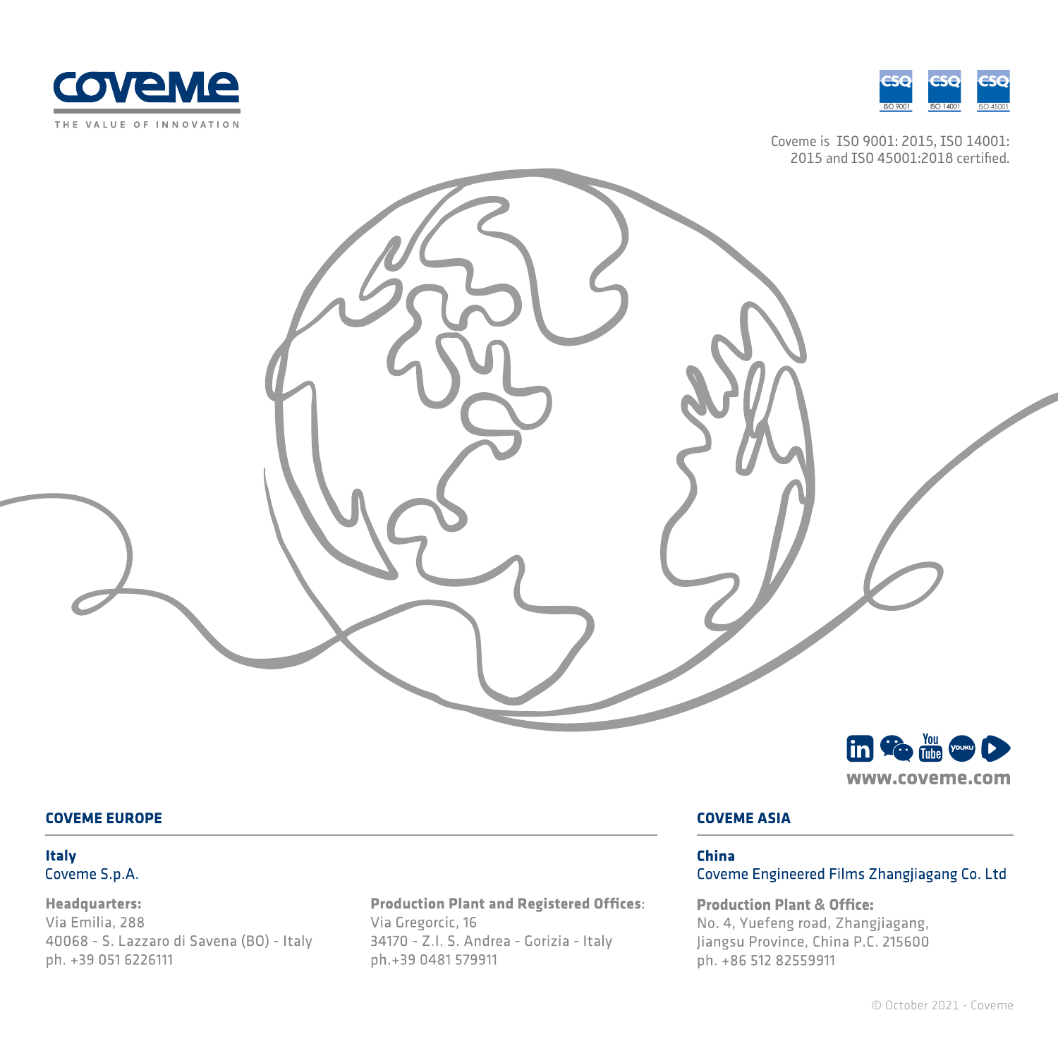COVEME
THE VALUE OF INNOVATION

Coveme is ISO 9001: 2015, ISO 14001: 2015 and ISO 45001:2018 certified.

www.coveme.com

## COVEME EUROPE

**Italy**
Coveme S.p.A.

**Headquarters:**
Via Emilia, 288
40068 - S. Lazzaro di Savena (BO) - Italy
ph. +39 051 6226111

**Production Plant and Registered Offices**:
Via Gregorcic, 16
34170 - Z.I. S. Andrea - Gorizia - Italy
ph.+39 0481 579911

## COVEME ASIA

**China**
Coveme Engineered Films Zhangjiagang Co. Ltd

**Production Plant & Office:**
No. 4, Yuefeng road, Zhangjiagang,
Jiangsu Province, China P.C. 215600
ph. +86 512 82559911

© October 2021 - Coveme